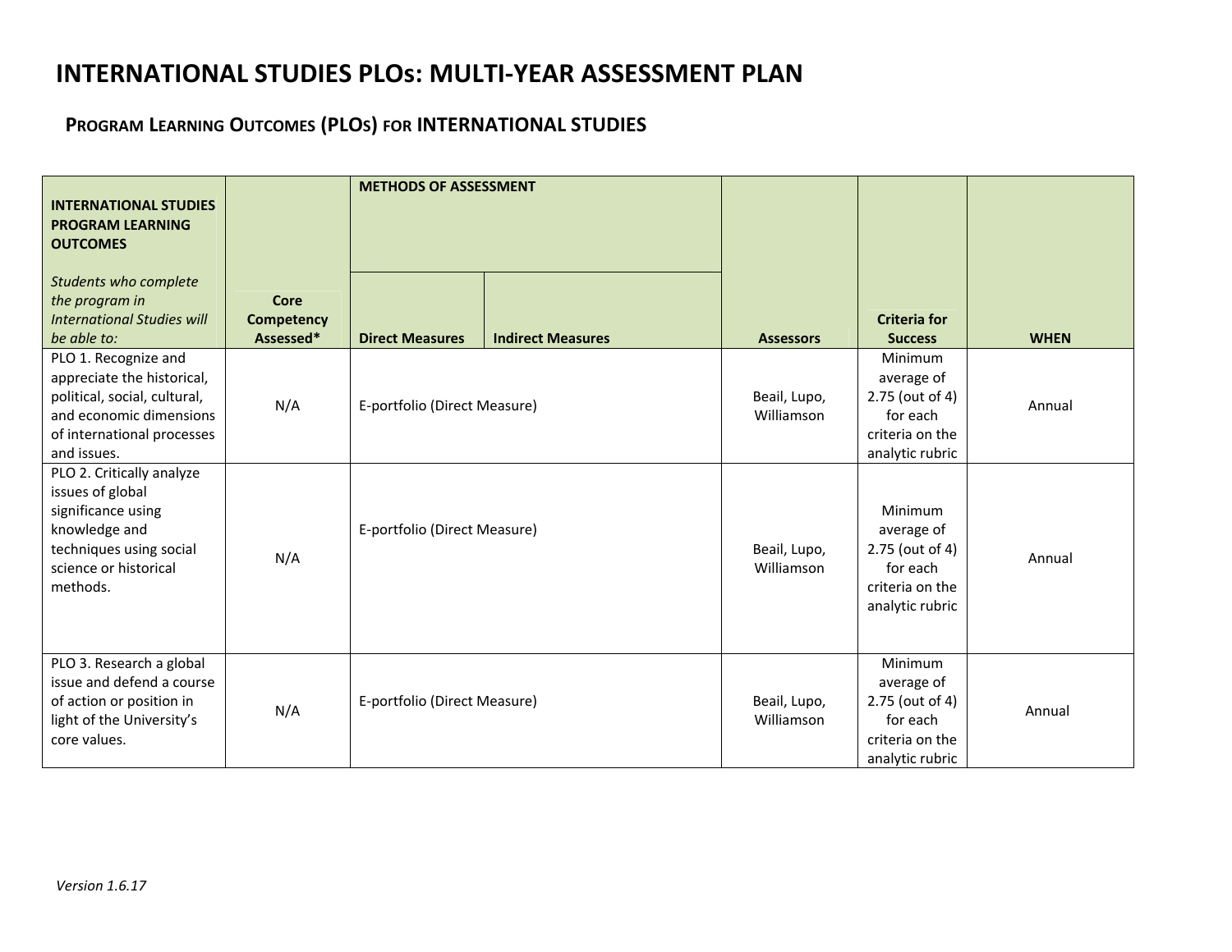# INTERNATIONAL STUDIES PLOs: MULTI-YEAR ASSESSMENT PLAN

## PROGRAM LEARNING OUTCOMES (PLOs) FOR INTERNATIONAL STUDIES

| **INTERNATIONAL STUDIES PROGRAM LEARNING OUTCOMES** *Students who complete the program in International Studies will be able to:* | **Core Competency Assessed*** | **METHODS OF ASSESSMENT** | | **Assessors** | **Criteria for Success** | **WHEN** |
|---|---|---|---|---|---|---|
| | | **Direct Measures** | **Indirect Measures** | | | |
| PLO 1. Recognize and appreciate the historical, political, social, cultural, and economic dimensions of international processes and issues. | N/A | E-portfolio (Direct Measure) | | Beail, Lupo, Williamson | Minimum average of 2.75 (out of 4) for each criteria on the analytic rubric | Annual |
| PLO 2. Critically analyze issues of global significance using knowledge and techniques using social science or historical methods. | N/A | E-portfolio (Direct Measure) | | Beail, Lupo, Williamson | Minimum average of 2.75 (out of 4) for each criteria on the analytic rubric | Annual |
| PLO 3. Research a global issue and defend a course of action or position in light of the University's core values. | N/A | E-portfolio (Direct Measure) | | Beail, Lupo, Williamson | Minimum average of 2.75 (out of 4) for each criteria on the analytic rubric | Annual |

*Version 1.6.17*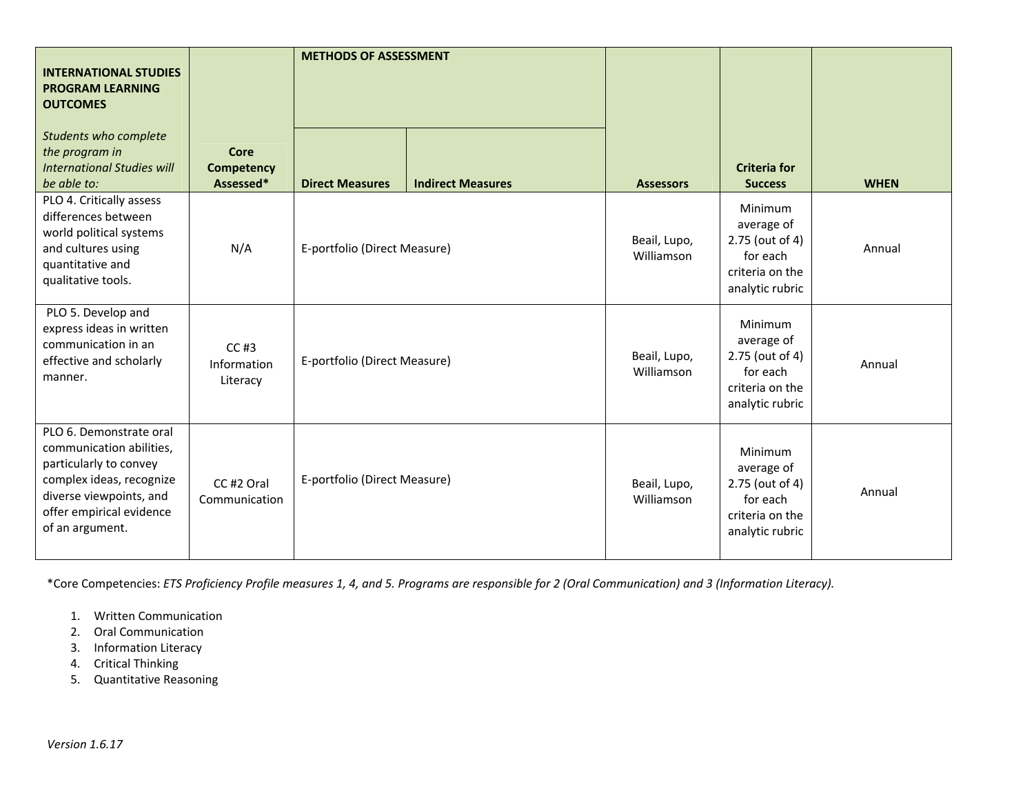| INTERNATIONAL STUDIES PROGRAM LEARNING OUTCOMES<br><br>*Students who complete the program in International Studies will be able to:* | Core Competency Assessed* | METHODS OF ASSESSMENT | | Assessors | Criteria for Success | WHEN |
|---|---|---|---|---|---|---|
| | | Direct Measures | Indirect Measures | | | |
| PLO 4. Critically assess differences between world political systems and cultures using quantitative and qualitative tools. | N/A | E-portfolio (Direct Measure) | | Beail, Lupo, Williamson | Minimum average of 2.75 (out of 4) for each criteria on the analytic rubric | Annual |
| PLO 5. Develop and express ideas in written communication in an effective and scholarly manner. | CC #3 Information Literacy | E-portfolio (Direct Measure) | | Beail, Lupo, Williamson | Minimum average of 2.75 (out of 4) for each criteria on the analytic rubric | Annual |
| PLO 6. Demonstrate oral communication abilities, particularly to convey complex ideas, recognize diverse viewpoints, and offer empirical evidence of an argument. | CC #2 Oral Communication | E-portfolio (Direct Measure) | | Beail, Lupo, Williamson | Minimum average of 2.75 (out of 4) for each criteria on the analytic rubric | Annual |

*Core Competencies: *ETS Proficiency Profile measures 1, 4, and 5. Programs are responsible for 2 (Oral Communication) and 3 (Information Literacy).*

1. Written Communication
2. Oral Communication
3. Information Literacy
4. Critical Thinking
5. Quantitative Reasoning

*Version 1.6.17*